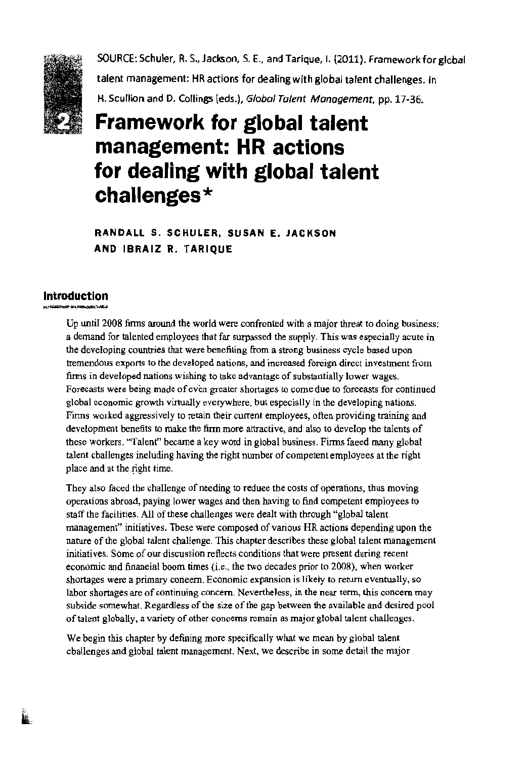SOURCE: Schuler, R. S., Jackson, S. E., and Tarique, I. (2011). Framework for global talent management: HR actions for dealing with global talent challenges. In H. Scullion and D. Collings (eds.), *Global Talent Management*, pp. 17-36.

# 2 Framework for global talent management: HR actions for dealing with global talent challenges*

**RANDALL S. SCHULER, SUSAN E. JACKSON AND IBRAIZ R. TARIQUE**

## Introduction

Up until 2008 firms around the world were confronted with a major threat to doing business: a demand for talented employees that far surpassed the supply. This was especially acute in the developing countries that were benefiting from a strong business cycle based upon tremendous exports to the developed nations, and increased foreign direct investment from firms in developed nations wishing to take advantage of substantially lower wages. Forecasts were being made of even greater shortages to come due to forecasts for continued global economic growth virtually everywhere, but especially in the developing nations. Firms worked aggressively to retain their current employees, often providing training and development benefits to make the firm more attractive, and also to develop the talents of these workers. "Talent" became a key word in global business. Firms faced many global talent challenges including having the right number of competent employees at the right place and at the right time.

They also faced the challenge of needing to reduce the costs of operations, thus moving operations abroad, paying lower wages and then having to find competent employees to staff the facilities. All of these challenges were dealt with through "global talent management" initiatives. These were composed of various HR actions depending upon the nature of the global talent challenge. This chapter describes these global talent management initiatives. Some of our discussion reflects conditions that were present during recent economic and financial boom times (i.e., the two decades prior to 2008), when worker shortages were a primary concern. Economic expansion is likely to return eventually, so labor shortages are of continuing concern. Nevertheless, in the near term, this concern may subside somewhat. Regardless of the size of the gap between the available and desired pool of talent globally, a variety of other concerns remain as major global talent challenges.

We begin this chapter by defining more specifically what we mean by global talent challenges and global talent management. Next, we describe in some detail the major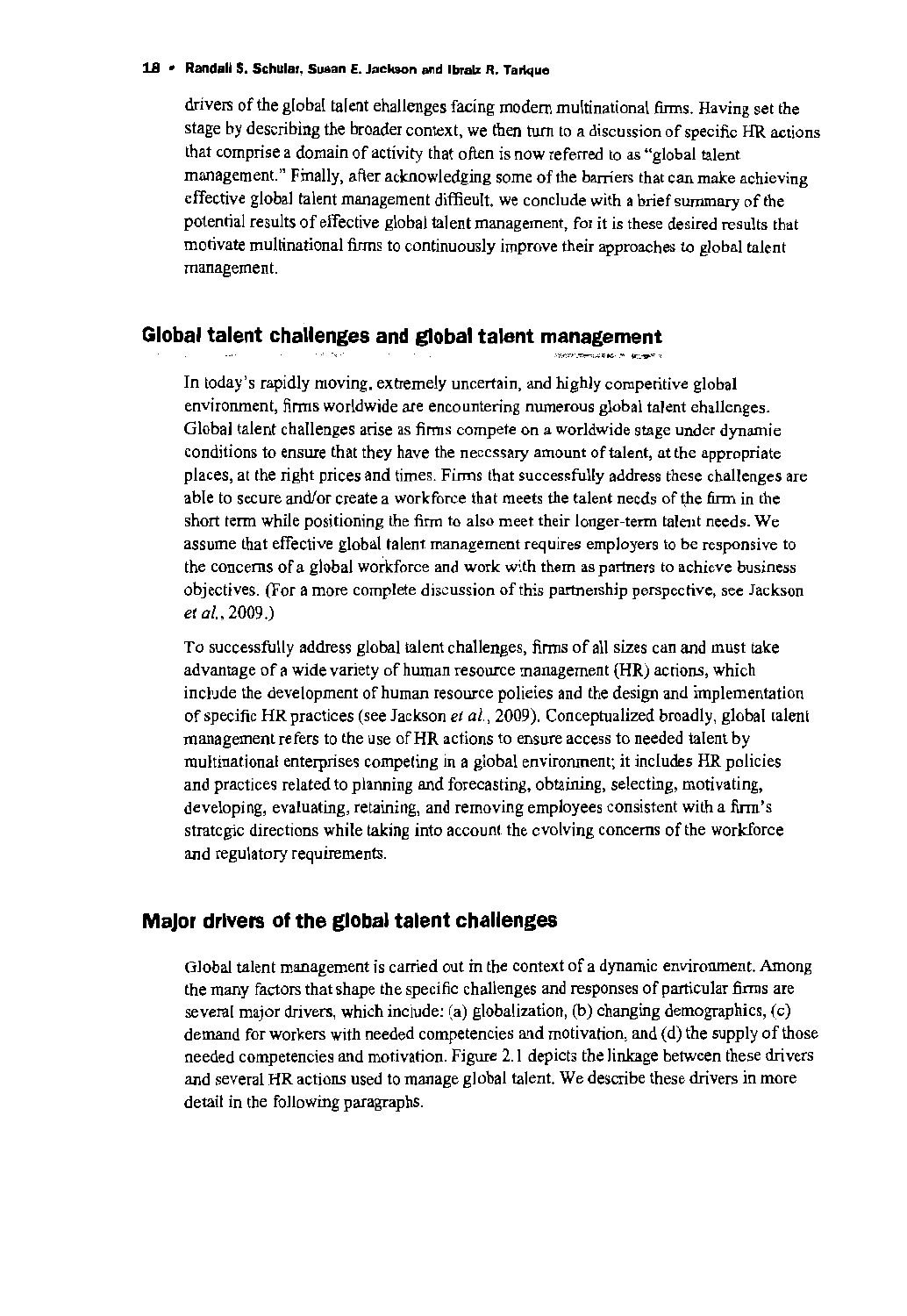drivers of the global talent challenges facing modern multinational firms. Having set the stage by describing the broader context, we then turn to a discussion of specific HR actions that comprise a domain of activity that often is now referred to as "global talent management." Finally, after acknowledging some of the barriers that can make achieving effective global talent management difficult, we conclude with a brief summary of the potential results of effective global talent management, for it is these desired results that motivate multinational firms to continuously improve their approaches to global talent management.

## Global talent challenges and global talent management

In today's rapidly moving, extremely uncertain, and highly competitive global environment, firms worldwide are encountering numerous global talent challenges. Global talent challenges arise as firms compete on a worldwide stage under dynamic conditions to ensure that they have the necessary amount of talent, at the appropriate places, at the right prices and times. Firms that successfully address these challenges are able to secure and/or create a workforce that meets the talent needs of the firm in the short term while positioning the firm to also meet their longer-term talent needs. We assume that effective global talent management requires employers to be responsive to the concerns of a global workforce and work with them as partners to achieve business objectives. (For a more complete discussion of this partnership perspective, see Jackson *et al.*, 2009.)

To successfully address global talent challenges, firms of all sizes can and must take advantage of a wide variety of human resource management (HR) actions, which include the development of human resource policies and the design and implementation of specific HR practices (see Jackson *et al.*, 2009). Conceptualized broadly, global talent management refers to the use of HR actions to ensure access to needed talent by multinational enterprises competing in a global environment; it includes HR policies and practices related to planning and forecasting, obtaining, selecting, motivating, developing, evaluating, retaining, and removing employees consistent with a firm's strategic directions while taking into account the evolving concerns of the workforce and regulatory requirements.

## Major drivers of the global talent challenges

Global talent management is carried out in the context of a dynamic environment. Among the many factors that shape the specific challenges and responses of particular firms are several major drivers, which include: (a) globalization, (b) changing demographics, (c) demand for workers with needed competencies and motivation, and (d) the supply of those needed competencies and motivation. Figure 2.1 depicts the linkage between these drivers and several HR actions used to manage global talent. We describe these drivers in more detail in the following paragraphs.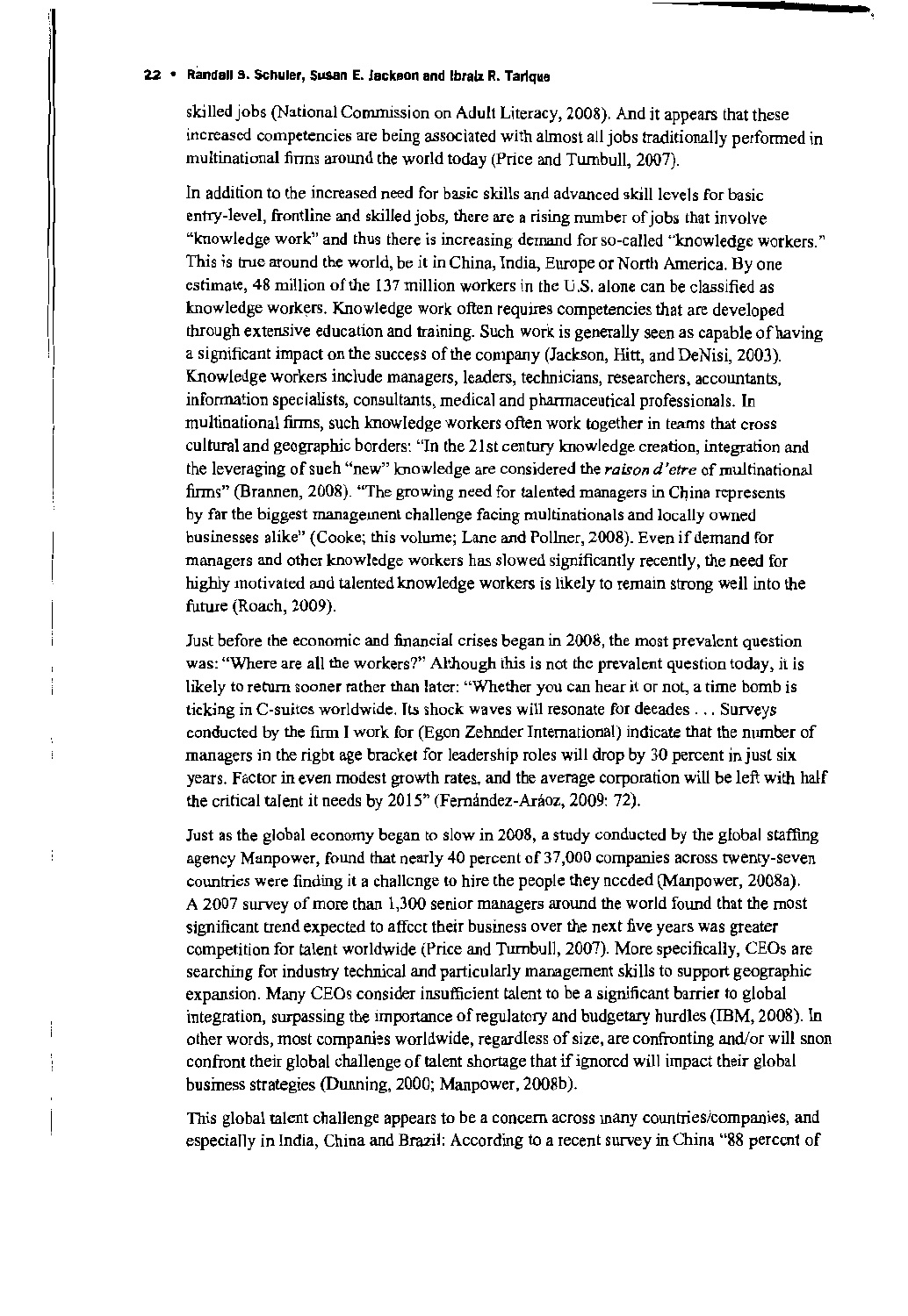skilled jobs (National Commission on Adult Literacy, 2008). And it appears that these increased competencies are being associated with almost all jobs traditionally performed in multinational firms around the world today (Price and Turnbull, 2007).

In addition to the increased need for basic skills and advanced skill levels for basic entry-level, frontline and skilled jobs, there are a rising number of jobs that involve "knowledge work" and thus there is increasing demand for so-called "knowledge workers." This is true around the world, be it in China, India, Europe or North America. By one estimate, 48 million of the 137 million workers in the U.S. alone can be classified as knowledge workers. Knowledge work often requires competencies that are developed through extensive education and training. Such work is generally seen as capable of having a significant impact on the success of the company (Jackson, Hitt, and DeNisi, 2003). Knowledge workers include managers, leaders, technicians, researchers, accountants, information specialists, consultants, medical and pharmaceutical professionals. In multinational firms, such knowledge workers often work together in teams that cross cultural and geographic borders: "In the 21st century knowledge creation, integration and the leveraging of such "new" knowledge are considered the *raison d'etre* of multinational firms" (Brannen, 2008). "The growing need for talented managers in China represents by far the biggest management challenge facing multinationals and locally owned businesses alike" (Cooke; this volume; Lane and Pollner, 2008). Even if demand for managers and other knowledge workers has slowed significantly recently, the need for highly motivated and talented knowledge workers is likely to remain strong well into the future (Roach, 2009).

Just before the economic and financial crises began in 2008, the most prevalent question was: "Where are all the workers?" Although this is not the prevalent question today, it is likely to return sooner rather than later: "Whether you can hear it or not, a time bomb is ticking in C-suites worldwide. Its shock waves will resonate for decades . . . Surveys conducted by the firm I work for (Egon Zehnder International) indicate that the number of managers in the right age bracket for leadership roles will drop by 30 percent in just six years. Factor in even modest growth rates, and the average corporation will be left with half the critical talent it needs by 2015" (Fernández-Aráoz, 2009: 72).

Just as the global economy began to slow in 2008, a study conducted by the global staffing agency Manpower, found that nearly 40 percent of 37,000 companies across twenty-seven countries were finding it a challenge to hire the people they needed (Manpower, 2008a). A 2007 survey of more than 1,300 senior managers around the world found that the most significant trend expected to affect their business over the next five years was greater competition for talent worldwide (Price and Turnbull, 2007). More specifically, CEOs are searching for industry technical and particularly management skills to support geographic expansion. Many CEOs consider insufficient talent to be a significant barrier to global integration, surpassing the importance of regulatory and budgetary hurdles (IBM, 2008). In other words, most companies worldwide, regardless of size, are confronting and/or will soon confront their global challenge of talent shortage that if ignored will impact their global business strategies (Dunning, 2000; Manpower, 2008b).

This global talent challenge appears to be a concern across many countries/companies, and especially in India, China and Brazil: According to a recent survey in China "88 percent of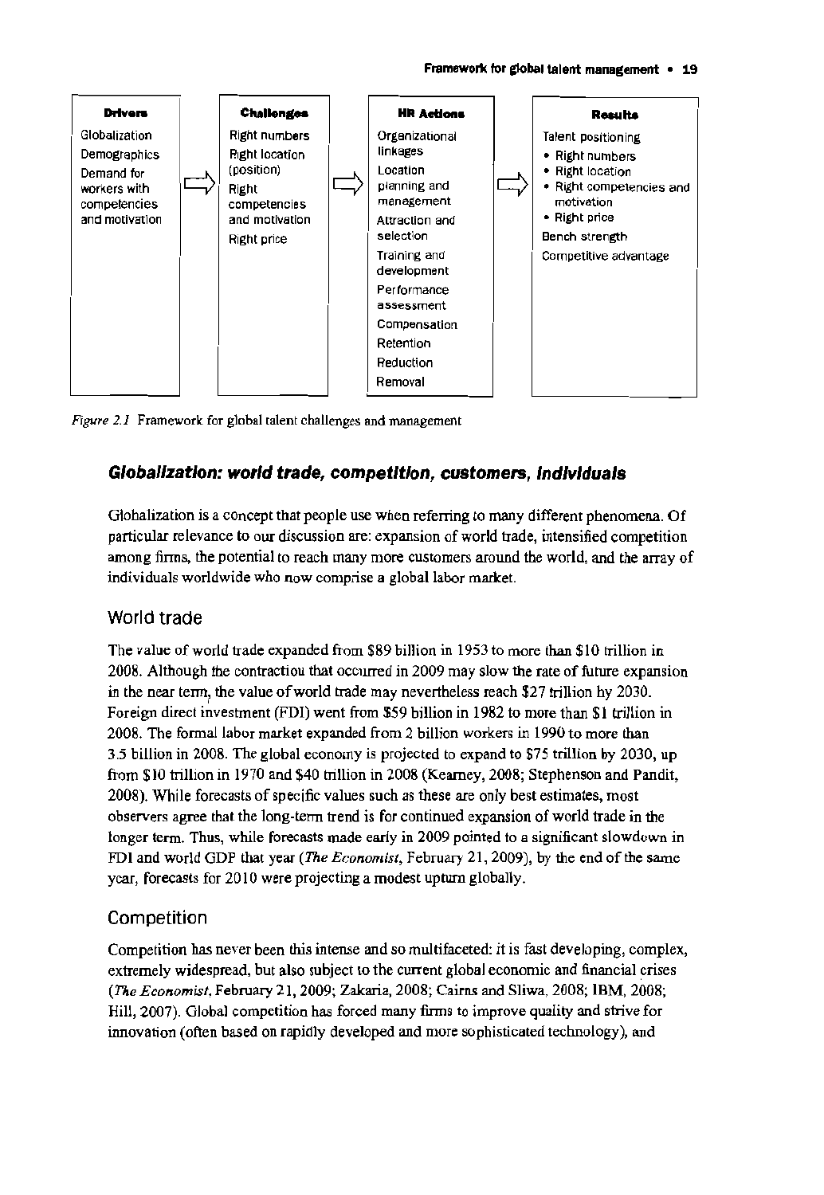| Drivers | | Challenges | | HR Actions | | Results |
|---|---|---|---|---|---|---|
| Globalization<br>Demographics<br>Demand for workers with competencies and motivation | ⇨ | Right numbers<br>Right location (position)<br>Right competencies and motivation<br>Right price | ⇨ | Organizational linkages<br>Location planning and management<br>Attraction and selection<br>Training and development<br>Performance assessment<br>Compensation<br>Retention<br>Reduction<br>Removal | ⇨ | Talent positioning<br>• Right numbers<br>• Right location<br>• Right competencies and motivation<br>• Right price<br>Bench strength<br>Competitive advantage |

*Figure 2.1* Framework for global talent challenges and management

## Globalization: world trade, competition, customers, individuals

Globalization is a concept that people use when referring to many different phenomena. Of particular relevance to our discussion are: expansion of world trade, intensified competition among firms, the potential to reach many more customers around the world, and the array of individuals worldwide who now comprise a global labor market.

### World trade

The value of world trade expanded from $89 billion in 1953 to more than $10 trillion in 2008. Although the contraction that occurred in 2009 may slow the rate of future expansion in the near term, the value of world trade may nevertheless reach $27 trillion by 2030. Foreign direct investment (FDI) went from $59 billion in 1982 to more than $1 trillion in 2008. The formal labor market expanded from 2 billion workers in 1990 to more than 3.5 billion in 2008. The global economy is projected to expand to $75 trillion by 2030, up from $10 trillion in 1970 and $40 trillion in 2008 (Kearney, 2008; Stephenson and Pandit, 2008). While forecasts of specific values such as these are only best estimates, most observers agree that the long-term trend is for continued expansion of world trade in the longer term. Thus, while forecasts made early in 2009 pointed to a significant slowdown in FDI and world GDP that year (*The Economist*, February 21, 2009), by the end of the same year, forecasts for 2010 were projecting a modest upturn globally.

### Competition

Competition has never been this intense and so multifaceted: it is fast developing, complex, extremely widespread, but also subject to the current global economic and financial crises (*The Economist*, February 21, 2009; Zakaria, 2008; Cairns and Sliwa, 2008; IBM, 2008; Hill, 2007). Global competition has forced many firms to improve quality and strive for innovation (often based on rapidly developed and more sophisticated technology), and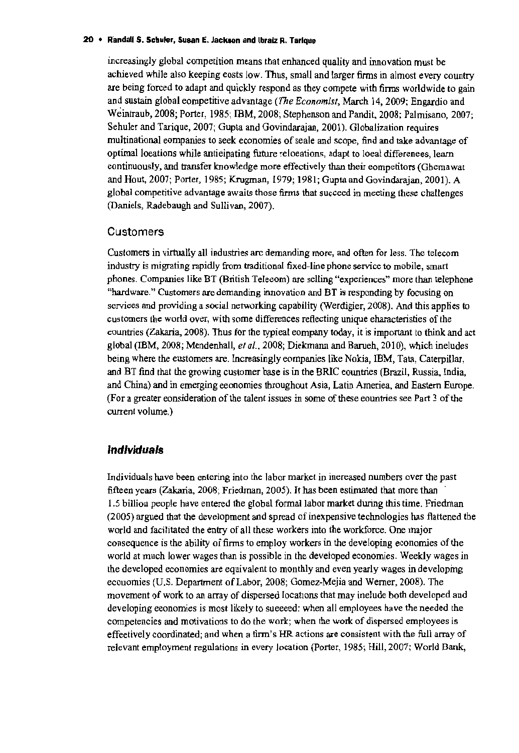increasingly global competition means that enhanced quality and innovation must be achieved while also keeping costs low. Thus, small and larger firms in almost every country are being forced to adapt and quickly respond as they compete with firms worldwide to gain and sustain global competitive advantage (*The Economist*, March 14, 2009; Engardio and Weintraub, 2008; Porter, 1985; IBM, 2008; Stephenson and Pandit, 2008; Palmisano, 2007; Schuler and Tarique, 2007; Gupta and Govindarajan, 2001). Globalization requires multinational companies to seek economies of scale and scope, find and take advantage of optimal locations while anticipating future relocations, adapt to local differences, learn continuously, and transfer knowledge more effectively than their competitors (Ghemawat and Hout, 2007; Porter, 1985; Krugman, 1979; 1981; Gupta and Govindarajan, 2001). A global competitive advantage awaits those firms that succeed in meeting these challenges (Daniels, Radebaugh and Sullivan, 2007).

### Customers

Customers in virtually all industries are demanding more, and often for less. The telecom industry is migrating rapidly from traditional fixed-line phone service to mobile, smart phones. Companies like BT (British Telecom) are selling "experiences" more than telephone "hardware." Customers are demanding innovation and BT is responding by focusing on services and providing a social networking capability (Werdigier, 2008). And this applies to customers the world over, with some differences reflecting unique characteristics of the countries (Zakaria, 2008). Thus for the typical company today, it is important to think and act global (IBM, 2008; Mendenhall, *et al.*, 2008; Diekmann and Barueh, 2010), which includes being where the customers are. Increasingly companies like Nokia, IBM, Tata, Caterpillar, and BT find that the growing customer base is in the BRIC countries (Brazil, Russia, India, and China) and in emerging economies throughout Asia, Latin America, and Eastern Europe. (For a greater consideration of the talent issues in some of these countries see Part 3 of the current volume.)

## *Individuals*

Individuals have been entering into the labor market in increased numbers over the past fifteen years (Zakaria, 2008; Friedman, 2005). It has been estimated that more than 1.5 billion people have entered the global formal labor market during this time. Friedman (2005) argued that the development and spread of inexpensive technologies has flattened the world and facilitated the entry of all these workers into the workforce. One major consequence is the ability of firms to employ workers in the developing economies of the world at much lower wages than is possible in the developed economies. Weekly wages in the developed economies are equivalent to monthly and even yearly wages in developing economies (U.S. Department of Labor, 2008; Gomez-Mejia and Werner, 2008). The movement of work to an array of dispersed locations that may include both developed and developing economies is most likely to succeed: when all employees have the needed the competencies and motivations to do the work; when the work of dispersed employees is effectively coordinated; and when a firm's HR actions are consistent with the full array of relevant employment regulations in every location (Porter, 1985; Hill, 2007; World Bank,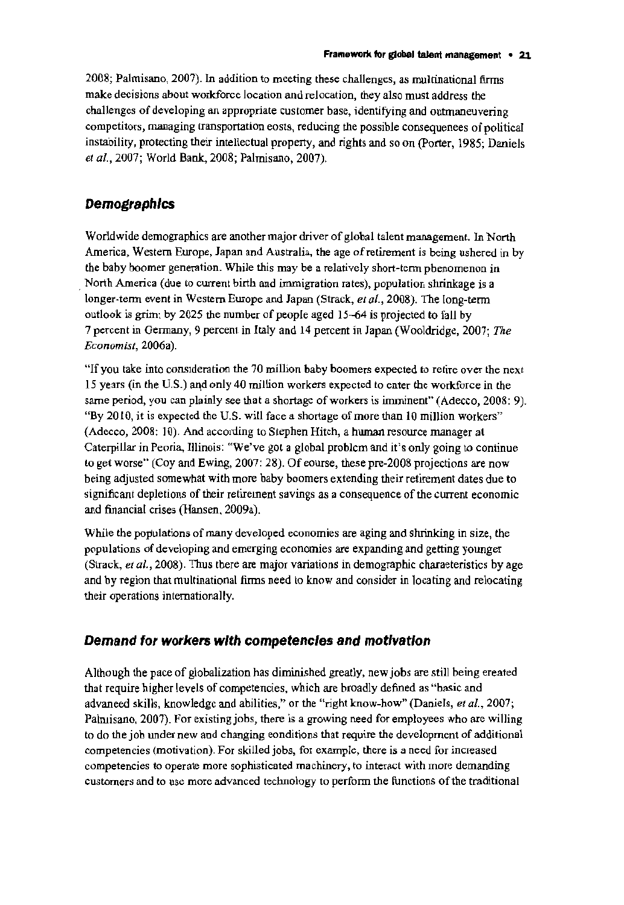2008; Palmisano, 2007). In addition to meeting these challenges, as multinational firms make decisions about workforce location and relocation, they also must address the challenges of developing an appropriate customer base, identifying and outmaneuvering competitors, managing transportation costs, reducing the possible consequences of political instability, protecting their intellectual property, and rights and so on (Porter, 1985; Daniels *et al.*, 2007; World Bank, 2008; Palmisano, 2007).

## Demographics

Worldwide demographics are another major driver of global talent management. In North America, Western Europe, Japan and Australia, the age of retirement is being ushered in by the baby boomer generation. While this may be a relatively short-term phenomenon in North America (due to current birth and immigration rates), population shrinkage is a longer-term event in Western Europe and Japan (Strack, *et al.*, 2008). The long-term outlook is grim: by 2025 the number of people aged 15–64 is projected to fall by 7 percent in Germany, 9 percent in Italy and 14 percent in Japan (Wooldridge, 2007; *The Economist*, 2006a).

"If you take into consideration the 70 million baby boomers expected to retire over the next 15 years (in the U.S.) and only 40 million workers expected to enter the workforce in the same period, you can plainly see that a shortage of workers is imminent" (Adecco, 2008: 9). "By 2010, it is expected the U.S. will face a shortage of more than 10 million workers" (Adecco, 2008: 10). And according to Stephen Hitch, a human resource manager at Caterpillar in Peoria, Illinois: "We've got a global problem and it's only going to continue to get worse" (Coy and Ewing, 2007: 28). Of course, these pre-2008 projections are now being adjusted somewhat with more baby boomers extending their retirement dates due to significant depletions of their retirement savings as a consequence of the current economic and financial crises (Hansen, 2009a).

While the populations of many developed economies are aging and shrinking in size, the populations of developing and emerging economies are expanding and getting younger (Strack, *et al.*, 2008). Thus there are major variations in demographic characteristics by age and by region that multinational firms need to know and consider in locating and relocating their operations internationally.

## Demand for workers with competencies and motivation

Although the pace of globalization has diminished greatly, new jobs are still being created that require higher levels of competencies, which are broadly defined as "basic and advanced skills, knowledge and abilities," or the "right know-how" (Daniels, *et al.*, 2007; Palmisano, 2007). For existing jobs, there is a growing need for employees who are willing to do the job under new and changing conditions that require the development of additional competencies (motivation). For skilled jobs, for example, there is a need for increased competencies to operate more sophisticated machinery, to interact with more demanding customers and to use more advanced technology to perform the functions of the traditional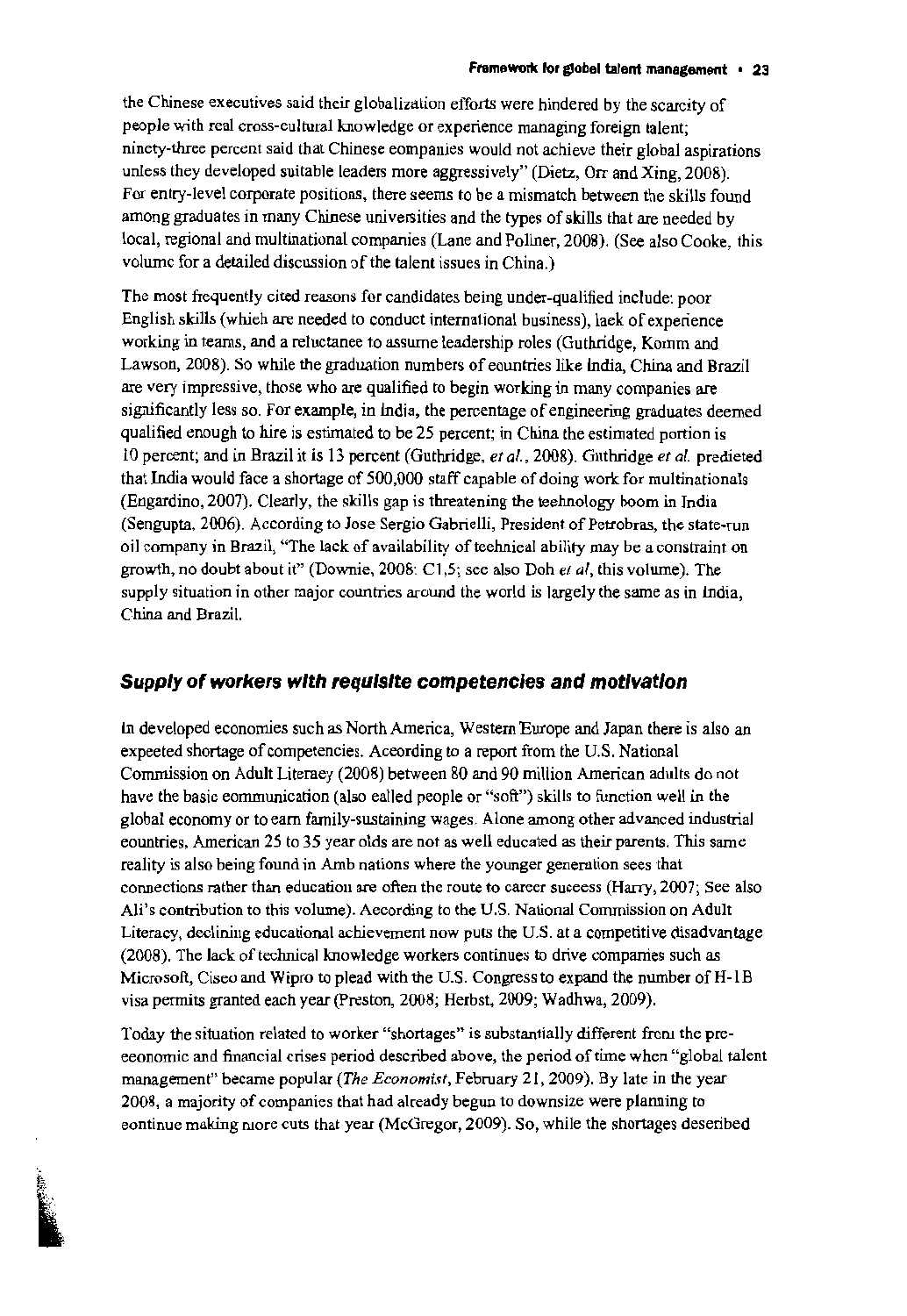the Chinese executives said their globalization efforts were hindered by the scarcity of people with real cross-cultural knowledge or experience managing foreign talent; ninety-three percent said that Chinese companies would not achieve their global aspirations unless they developed suitable leaders more aggressively" (Dietz, Orr and Xing, 2008). For entry-level corporate positions, there seems to be a mismatch between the skills found among graduates in many Chinese universities and the types of skills that are needed by local, regional and multinational companies (Lane and Pollner, 2008). (See also Cooke, this volume for a detailed discussion of the talent issues in China.)

The most frequently cited reasons for candidates being under-qualified include: poor English skills (which are needed to conduct international business), lack of experience working in teams, and a reluctance to assume leadership roles (Guthridge, Komm and Lawson, 2008). So while the graduation numbers of countries like India, China and Brazil are very impressive, those who are qualified to begin working in many companies are significantly less so. For example, in India, the percentage of engineering graduates deemed qualified enough to hire is estimated to be 25 percent; in China the estimated portion is 10 percent; and in Brazil it is 13 percent (Guthridge, *et al.*, 2008). Guthridge *et al.* predicted that India would face a shortage of 500,000 staff capable of doing work for multinationals (Engardino, 2007). Clearly, the skills gap is threatening the technology boom in India (Sengupta, 2006). According to Jose Sergio Gabrielli, President of Petrobras, the state-run oil company in Brazil, "The lack of availability of technical ability may be a constraint on growth, no doubt about it" (Downie, 2008: C1,5; see also Doh *et al*, this volume). The supply situation in other major countries around the world is largely the same as in India, China and Brazil.

## Supply of workers with requisite competencies and motivation

In developed economies such as North America, Western Europe and Japan there is also an expected shortage of competencies. According to a report from the U.S. National Commission on Adult Literacy (2008) between 80 and 90 million American adults do not have the basic communication (also called people or "soft") skills to function well in the global economy or to earn family-sustaining wages. Alone among other advanced industrial countries, American 25 to 35 year olds are not as well educated as their parents. This same reality is also being found in Arab nations where the younger generation sees that connections rather than education are often the route to career success (Harry, 2007; See also Ali's contribution to this volume). According to the U.S. National Commission on Adult Literacy, declining educational achievement now puts the U.S. at a competitive disadvantage (2008). The lack of technical knowledge workers continues to drive companies such as Microsoft, Cisco and Wipro to plead with the U.S. Congress to expand the number of H-1B visa permits granted each year (Preston, 2008; Herbst, 2009; Wadhwa, 2009).

Today the situation related to worker "shortages" is substantially different from the pre-economic and financial crises period described above, the period of time when "global talent management" became popular (*The Economist*, February 21, 2009). By late in the year 2008, a majority of companies that had already begun to downsize were planning to continue making more cuts that year (McGregor, 2009). So, while the shortages described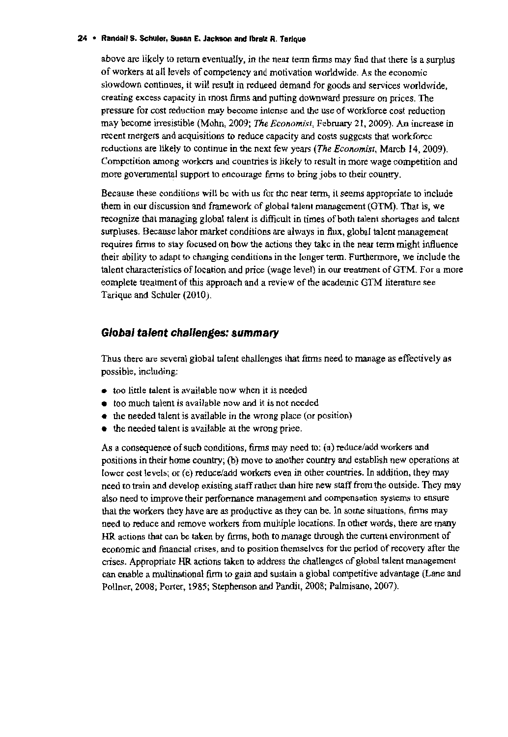above are likely to return eventually, in the near term firms may find that there is a surplus of workers at all levels of competency and motivation worldwide. As the economic slowdown continues, it will result in reduced demand for goods and services worldwide, creating excess capacity in most firms and putting downward pressure on prices. The pressure for cost reduction may become intense and the use of workforce cost reduction may become irresistible (Mohn, 2009; *The Economist*, February 21, 2009). An increase in recent mergers and acquisitions to reduce capacity and costs suggests that workforce reductions are likely to continue in the next few years (*The Economist*, March 14, 2009). Competition among workers and countries is likely to result in more wage competition and more governmental support to encourage firms to bring jobs to their country.

Because these conditions will be with us for the near term, it seems appropriate to include them in our discussion and framework of global talent management (GTM). That is, we recognize that managing global talent is difficult in times of both talent shortages and talent surpluses. Because labor market conditions are always in flux, global talent management requires firms to stay focused on how the actions they take in the near term might influence their ability to adapt to changing conditions in the longer term. Furthermore, we include the talent characteristics of location and price (wage level) in our treatment of GTM. For a more complete treatment of this approach and a review of the academic GTM literature see Tarique and Schuler (2010).

## Global talent challenges: summary

Thus there are several global talent challenges that firms need to manage as effectively as possible, including:

- too little talent is available now when it is needed
- too much talent is available now and it is not needed
- the needed talent is available in the wrong place (or position)
- the needed talent is available at the wrong price.

As a consequence of such conditions, firms may need to: (a) reduce/add workers and positions in their home country; (b) move to another country and establish new operations at lower cost levels; or (c) reduce/add workers even in other countries. In addition, they may need to train and develop existing staff rather than hire new staff from the outside. They may also need to improve their performance management and compensation systems to ensure that the workers they have are as productive as they can be. In some situations, firms may need to reduce and remove workers from multiple locations. In other words, there are many HR actions that can be taken by firms, both to manage through the current environment of economic and financial crises, and to position themselves for the period of recovery after the crises. Appropriate HR actions taken to address the challenges of global talent management can enable a multinational firm to gain and sustain a global competitive advantage (Lane and Pollner, 2008; Porter, 1985; Stephenson and Pandit, 2008; Palmisano, 2007).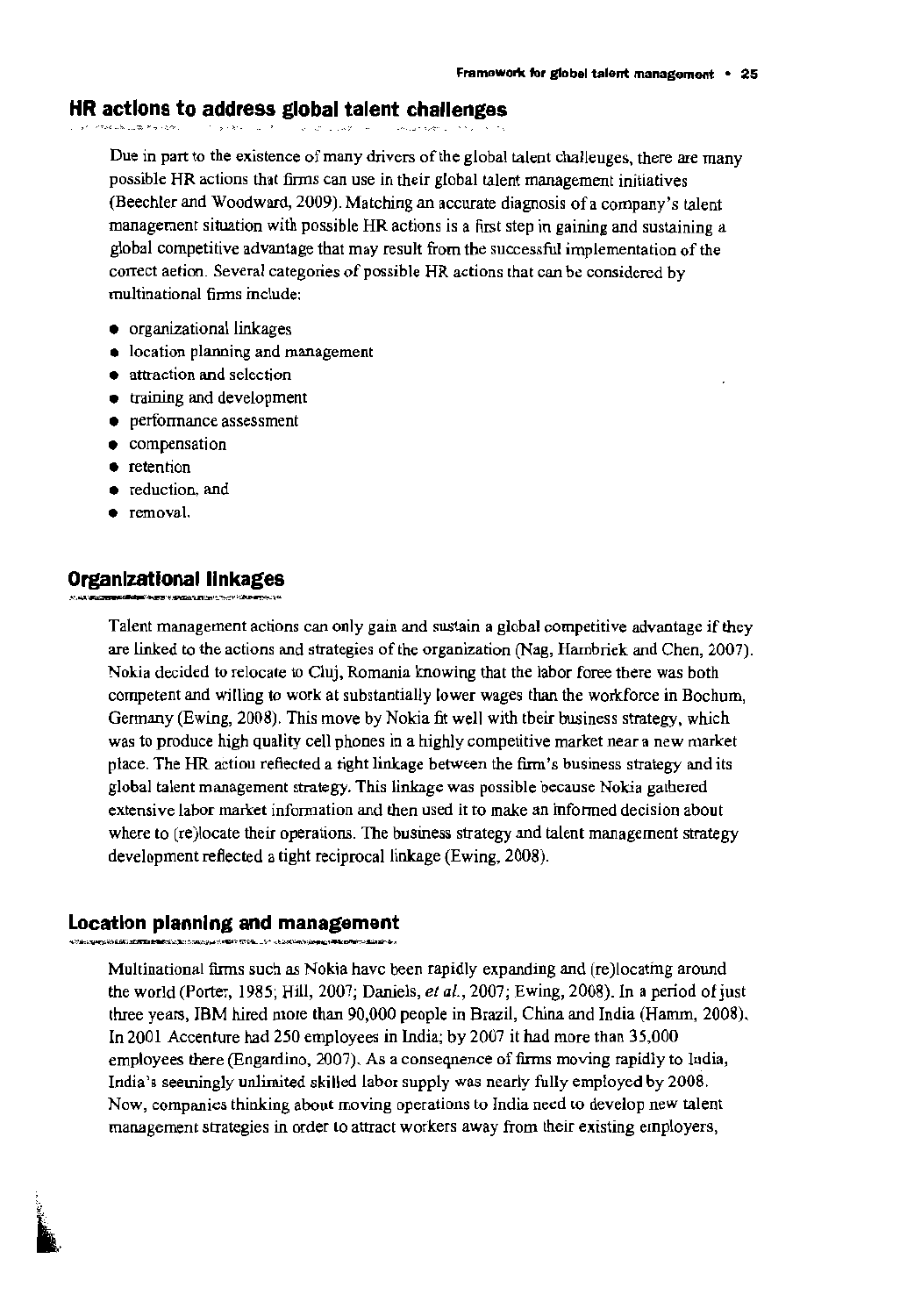## HR actions to address global talent challenges

Due in part to the existence of many drivers of the global talent challeuges, there are many possible HR actions that firms can use in their global talent management initiatives (Beechler and Woodward, 2009). Matching an accurate diagnosis of a company's talent management situation with possible HR actions is a first step in gaining and sustaining a global competitive advantage that may result from the successful implementation of the correct aetion. Several categories of possible HR actions that can be considered by multinational firms include:

- organizational linkages
- location planning and management
- attraction and selection
- training and development
- performance assessment
- compensation
- retention
- reduction, and
- removal.

## Organizational linkages

Talent management actions can only gain and sustain a global competitive advantage if they are linked to the actions and strategies of the organization (Nag, Hambrick and Chen, 2007). Nokia decided to relocate to Cluj, Romania knowing that the labor force there was both competent and willing to work at substantially lower wages than the workforce in Bochum, Germany (Ewing, 2008). This move by Nokia fit well with their business strategy, which was to produce high quality cell phones in a highly competitive market near a new market place. The HR action reflected a tight linkage between the firm's business strategy and its global talent management strategy. This linkage was possible because Nokia gathered extensive labor market information and then used it to make an informed decision about where to (re)locate their operations. The business strategy and talent management strategy development reflected a tight reciprocal linkage (Ewing, 2008).

## Location planning and management

Multinational firms such as Nokia have been rapidly expanding and (re)locating around the world (Porter, 1985; Hill, 2007; Daniels, *et al.*, 2007; Ewing, 2008). In a period of just three years, IBM hired more than 90,000 people in Brazil, China and India (Hamm, 2008). In 2001 Accenture had 250 employees in India; by 2007 it had more than 35,000 employees there (Engardino, 2007). As a conseqnence of firms moving rapidly to India, India's seemingly unlimited skilled labor supply was nearly fully employed by 2008. Now, companies thinking about moving operations to India need to develop new talent management strategies in order to attract workers away from their existing employers,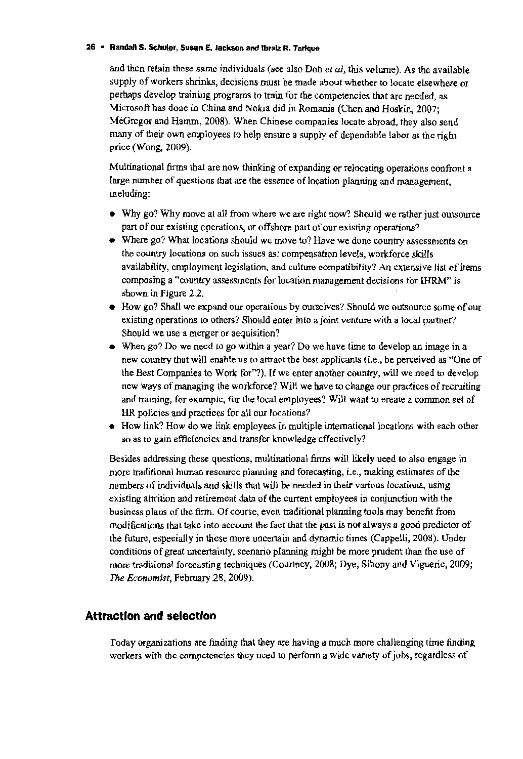and then retain these same individuals (see also Doh *et al*, this volume). As the available supply of workers shrinks, decisions must be made about whether to locate elsewhere or perhaps develop training programs to train for the competencies that are needed, as Microsoft has done in China and Nokia did in Romania (Chen and Hoskin, 2007; McGregor and Hamm, 2008). When Chinese companies locate abroad, they also send many of their own employees to help ensure a supply of dependable labor at the right price (Wong, 2009).

Multinational firms that are now thinking of expanding or relocating operations confront a large number of questions that are the essence of location planning and management, including:

- Why go? Why move at all from where we are right now? Should we rather just outsource part of our existing operations, or offshore part of our existing operations?
- Where go? What locations should we move to? Have we done country assessments on the country locations on such issues as: compensation levels, workforce skills availability, employment legislation, and culture compatibility? An extensive list of items composing a "country assessments for location management decisions for IHRM" is shown in Figure 2.2.
- How go? Shall we expand our operations by ourselves? Should we outsource some of our existing operations to others? Should enter into a joint venture with a local partner? Should we use a merger or acquisition?
- When go? Do we need to go within a year? Do we have time to develop an image in a new country that will enable us to attract the best applicants (i.e., be perceived as "One of the Best Companies to Work for"?). If we enter another country, will we need to develop new ways of managing the workforce? Will we have to change our practices of recruiting and training, for example, for the local employees? Will want to create a common set of HR policies and practices for all our locations?
- How link? How do we link employees in multiple international locations with each other so as to gain efficiencies and transfer knowledge effectively?

Besides addressing these questions, multinational firms will likely need to also engage in more traditional human resource planning and forecasting, i.e., making estimates of the numbers of individuals and skills that will be needed in their various locations, using existing attrition and retirement data of the current employees in conjunction with the business plans of the firm. Of course, even traditional planning tools may benefit from modifications that take into account the fact that the past is not always a good predictor of the future, especially in these more uncertain and dynamic times (Cappelli, 2008). Under conditions of great uncertainty, scenario planning might be more prudent than the use of more traditional forecasting techniques (Courtney, 2008; Dye, Sibony and Viguerie, 2009; *The Economist*, February 28, 2009).

## Attraction and selection

Today organizations are finding that they are having a much more challenging time finding workers with the competencies they need to perform a wide variety of jobs, regardless of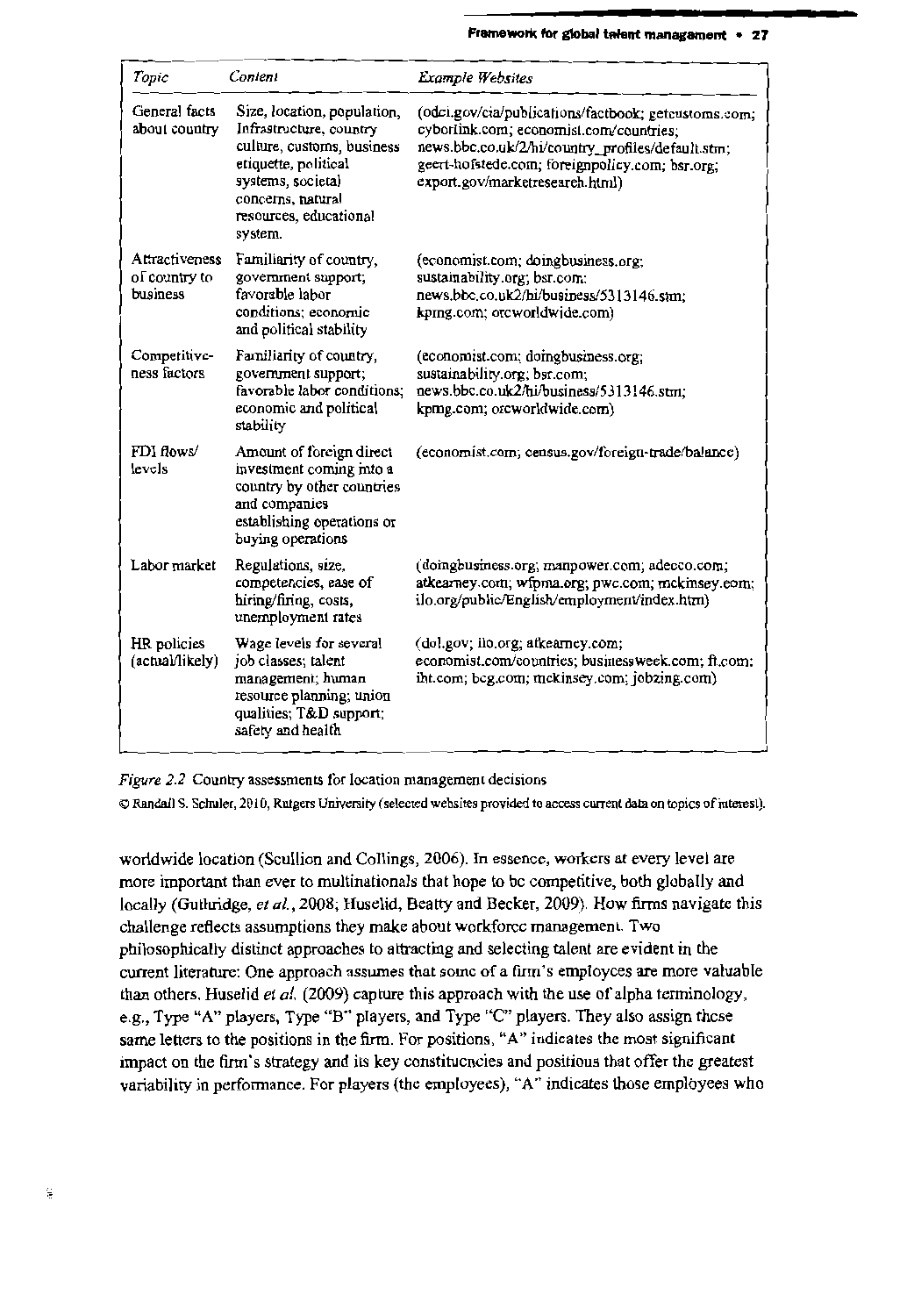| Topic | Content | Example Websites |
|---|---|---|
| General facts about country | Size, location, population, Infrastructure, country culture, customs, business etiquette, political systems, societal concerns, natural resources, educational system. | (odci.gov/cia/publications/factbook; getcustoms.com; cyborlink.com; economist.com/countries; news.bbc.co.uk/2/hi/country_profiles/default.stm; geert-hofstede.com; foreignpolicy.com; bsr.org; export.gov/marketresearch.html) |
| Attractiveness of country to business | Familiarity of country, government support; favorable labor conditions; economic and political stability | (economist.com; doingbusiness.org; sustainability.org; bsr.com; news.bbc.co.uk2/hi/business/5313146.stm; kpmg.com; orcworldwide.com) |
| Competitiveness factors | Familiarity of country, government support; favorable labor conditions; economic and political stability | (economist.com; doingbusiness.org; sustainability.org; bsr.com; news.bbc.co.uk2/hi/business/5313146.stm; kpmg.com; orcworldwide.com) |
| FDI flows/ levels | Amount of foreign direct investment coming into a country by other countries and companies establishing operations or buying operations | (economist.com; census.gov/foreign-trade/balance) |
| Labor market | Regulations, size, competencies, ease of hiring/firing, costs, unemployment rates | (doingbusiness.org; manpower.com; adecco.com; atkearney.com; wfpma.org; pwc.com; mckinsey.com; ilo.org/public/English/employment/index.htm) |
| HR policies (actual/likely) | Wage levels for several job classes; talent management; human resource planning; union qualities; T&D support; safety and health | (dol.gov; ilo.org; atkearney.com; economist.com/countries; businessweek.com; ft.com; iht.com; bcg.com; mckinsey.com; jobzing.com) |

*Figure 2.2* Country assessments for location management decisions

© Randall S. Schuler, 2010, Rutgers University (selected websites provided to access current data on topics of interest).

worldwide location (Scullion and Collings, 2006). In essence, workers at every level are more important than ever to multinationals that hope to be competitive, both globally and locally (Guthridge, *et al.*, 2008; Huselid, Beatty and Becker, 2009). How firms navigate this challenge reflects assumptions they make about workforce management. Two philosophically distinct approaches to attracting and selecting talent are evident in the current literature: One approach assumes that some of a firm's employees are more valuable than others. Huselid *et al.* (2009) capture this approach with the use of alpha terminology, e.g., Type "A" players, Type "B" players, and Type "C" players. They also assign these same letters to the positions in the firm. For positions, "A" indicates the most significant impact on the firm's strategy and its key constituencies and positions that offer the greatest variability in performance. For players (the employees), "A" indicates those employees who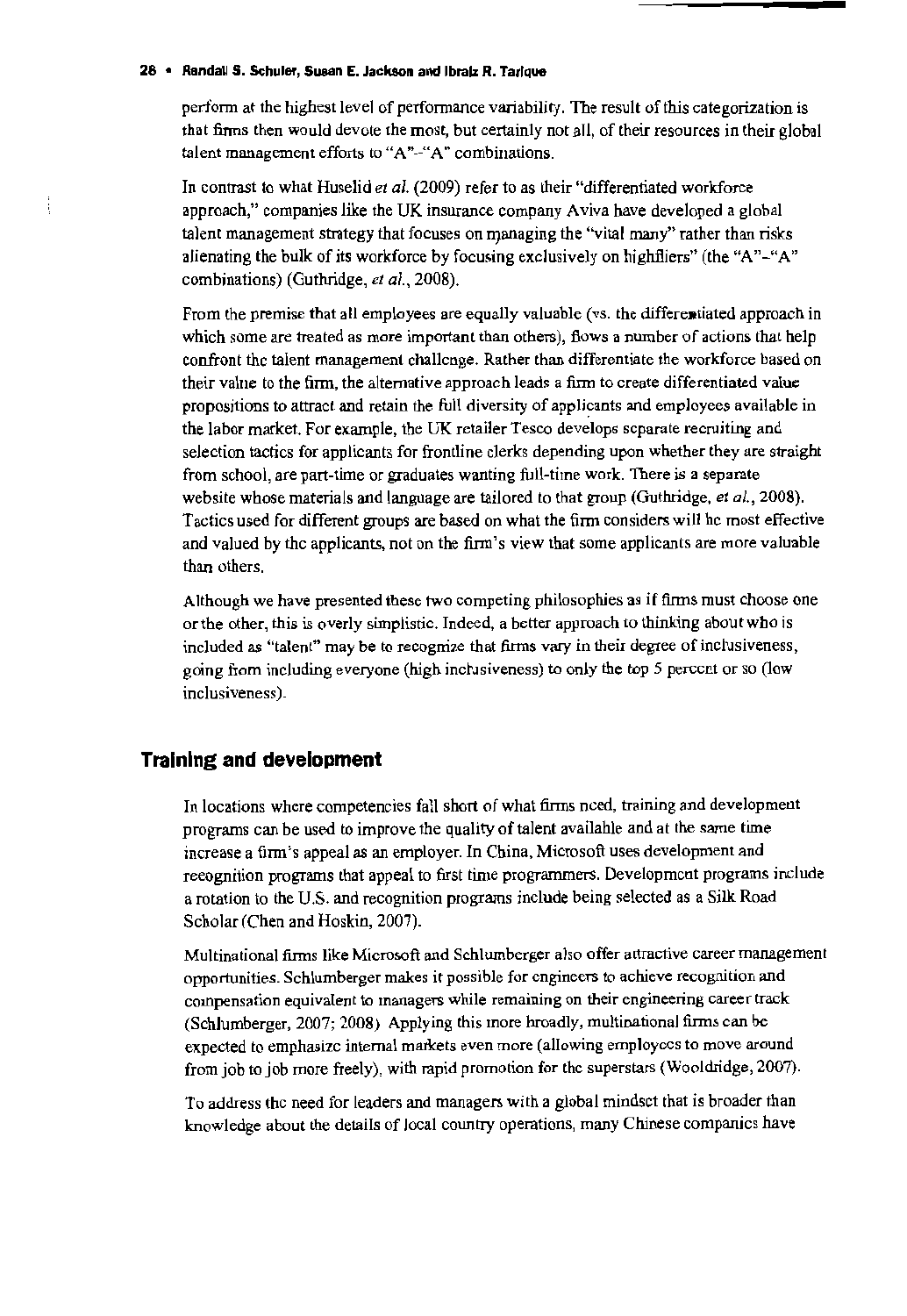perform at the highest level of performance variability. The result of this categorization is that firms then would devote the most, but certainly not all, of their resources in their global talent management efforts to "A"–"A" combinations.

In contrast to what Huselid *et al.* (2009) refer to as their "differentiated workforce approach," companies like the UK insurance company Aviva have developed a global talent management strategy that focuses on managing the "vital many" rather than risks alienating the bulk of its workforce by focusing exclusively on highfliers" (the "A"–"A" combinations) (Guthridge, *et al.*, 2008).

From the premise that all employees are equally valuable (vs. the differentiated approach in which some are treated as more important than others), flows a number of actions that help confront the talent management challenge. Rather than differentiate the workforce based on their value to the firm, the alternative approach leads a firm to create differentiated value propositions to attract and retain the full diversity of applicants and employees available in the labor market. For example, the UK retailer Tesco develops separate recruiting and selection tactics for applicants for frontline clerks depending upon whether they are straight from school, are part-time or graduates wanting full-time work. There is a separate website whose materials and language are tailored to that group (Guthridge, *et al.*, 2008). Tactics used for different groups are based on what the firm considers will be most effective and valued by the applicants, not on the firm's view that some applicants are more valuable than others.

Although we have presented these two competing philosophies as if firms must choose one or the other, this is overly simplistic. Indeed, a better approach to thinking about who is included as "talent" may be to recognize that firms vary in their degree of inclusiveness, going from including everyone (high inclusiveness) to only the top 5 percent or so (low inclusiveness).

## Training and development

In locations where competencies fall short of what firms need, training and development programs can be used to improve the quality of talent available and at the same time increase a firm's appeal as an employer. In China, Microsoft uses development and recognition programs that appeal to first time programmers. Development programs include a rotation to the U.S. and recognition programs include being selected as a Silk Road Scholar (Chen and Hoskin, 2007).

Multinational firms like Microsoft and Schlumberger also offer attractive career management opportunities. Schlumberger makes it possible for engineers to achieve recognition and compensation equivalent to managers while remaining on their engineering career track (Schlumberger, 2007; 2008). Applying this more broadly, multinational firms can be expected to emphasize internal markets even more (allowing employees to move around from job to job more freely), with rapid promotion for the superstars (Wooldridge, 2007).

To address the need for leaders and managers with a global mindset that is broader than knowledge about the details of local country operations, many Chinese companies have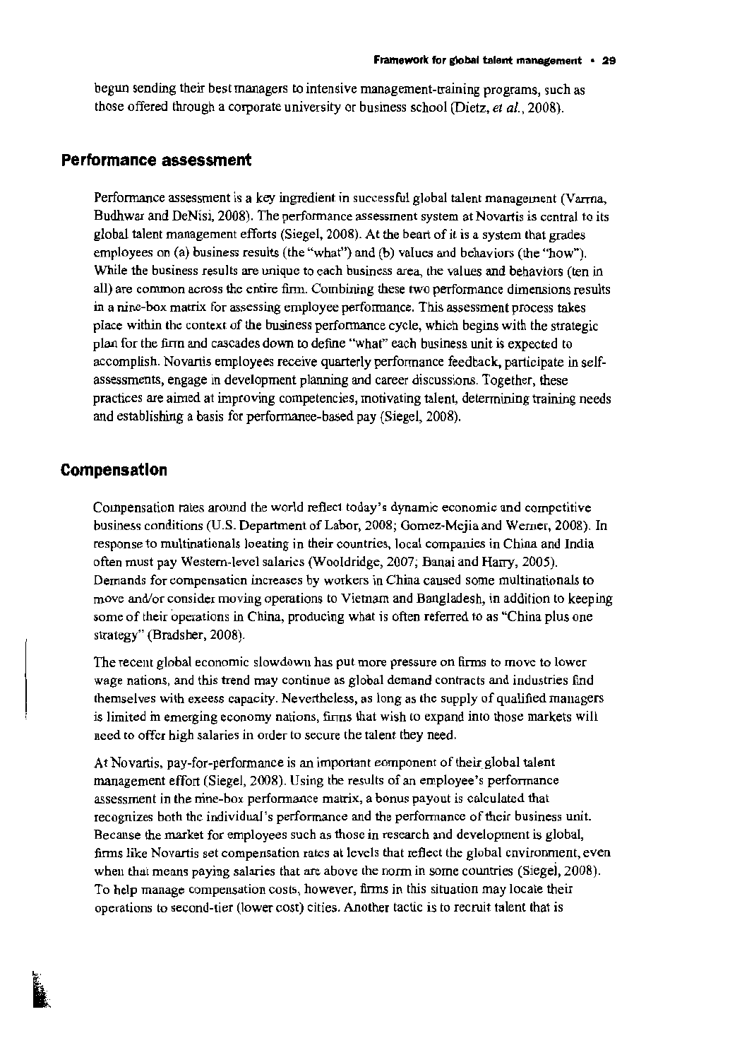begun sending their best managers to intensive management-training programs, such as those offered through a corporate university or business school (Dietz, *et al.*, 2008).

## Performance assessment

Performance assessment is a key ingredient in successful global talent management (Varma, Budhwar and DeNisi, 2008). The performance assessment system at Novartis is central to its global talent management efforts (Siegel, 2008). At the heart of it is a system that grades employees on (a) business results (the "what") and (b) values and behaviors (the "how"). While the business results are unique to each business area, the values and behaviors (ten in all) are common across the entire firm. Combining these two performance dimensions results in a nine-box matrix for assessing employee performance. This assessment process takes place within the context of the business performance cycle, which begins with the strategic plan for the firm and cascades down to define "what" each business unit is expected to accomplish. Novartis employees receive quarterly performance feedback, participate in self-assessments, engage in development planning and career discussions. Together, these practices are aimed at improving competencies, motivating talent, determining training needs and establishing a basis for performance-based pay (Siegel, 2008).

## Compensation

Compensation rates around the world reflect today's dynamic economic and competitive business conditions (U.S. Department of Labor, 2008; Gomez-Mejia and Werner, 2008). In response to multinationals locating in their countries, local companies in China and India often must pay Western-level salaries (Wooldridge, 2007; Banai and Harry, 2005). Demands for compensation increases by workers in China caused some multinationals to move and/or consider moving operations to Vietnam and Bangladesh, in addition to keeping some of their operations in China, producing what is often referred to as "China plus one strategy" (Bradsher, 2008).

The recent global economic slowdown has put more pressure on firms to move to lower wage nations, and this trend may continue as global demand contracts and industries find themselves with excess capacity. Nevertheless, as long as the supply of qualified managers is limited in emerging economy nations, firms that wish to expand into those markets will need to offer high salaries in order to secure the talent they need.

At Novartis, pay-for-performance is an important component of their global talent management effort (Siegel, 2008). Using the results of an employee's performance assessment in the nine-box performance matrix, a bonus payout is calculated that recognizes both the individual's performance and the performance of their business unit. Because the market for employees such as those in research and development is global, firms like Novartis set compensation rates at levels that reflect the global environment, even when that means paying salaries that are above the norm in some countries (Siegel, 2008). To help manage compensation costs, however, firms in this situation may locate their operations to second-tier (lower cost) cities. Another tactic is to recruit talent that is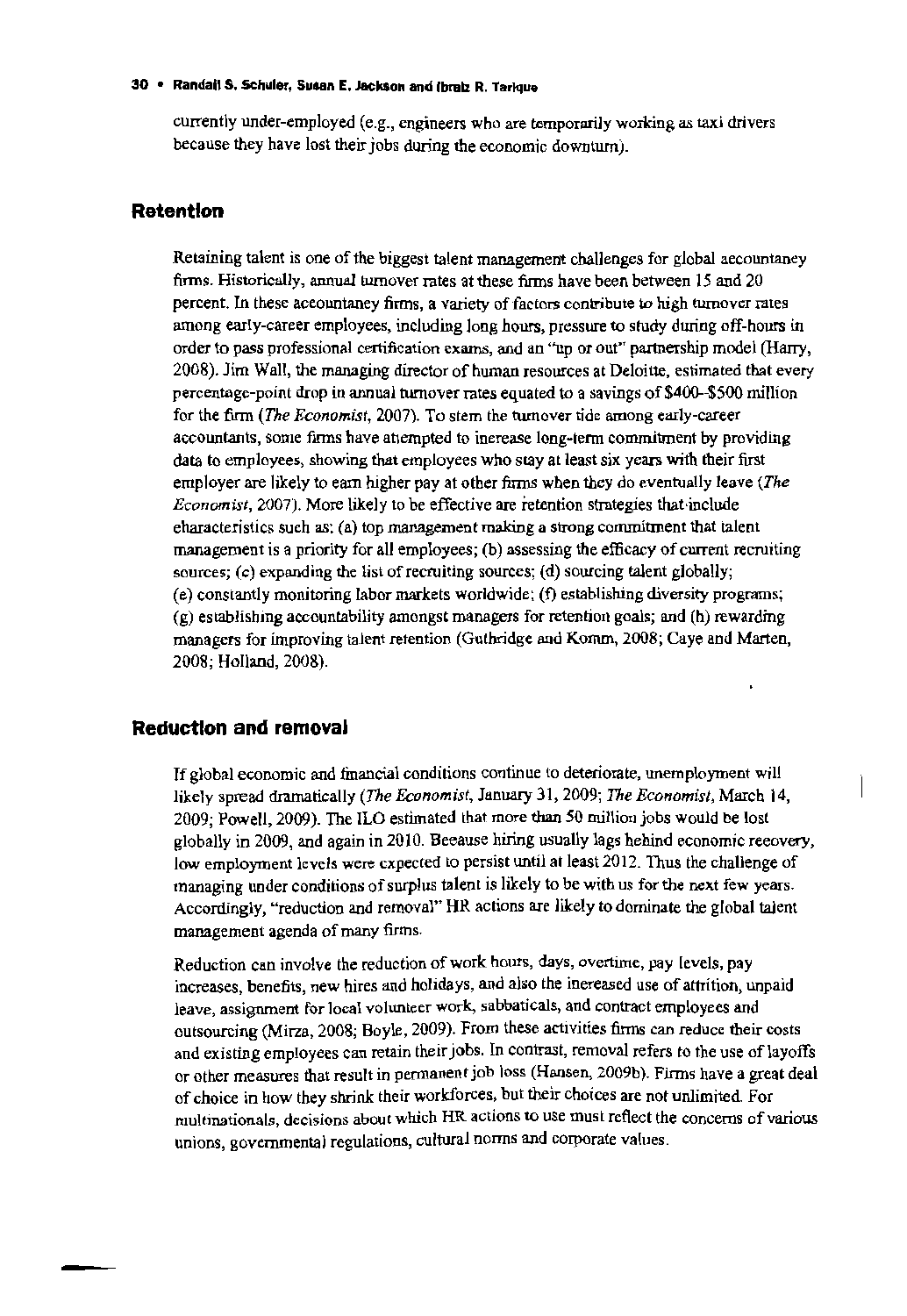currently under-employed (e.g., engineers who are temporarily working as taxi drivers because they have lost their jobs during the economic downturn).

## Retention

Retaining talent is one of the biggest talent management challenges for global accountancy firms. Historically, annual turnover rates at these firms have been between 15 and 20 percent. In these accountancy firms, a variety of factors contribute to high turnover rates among early-career employees, including long hours, pressure to study during off-hours in order to pass professional certification exams, and an "up or out" partnership model (Harry, 2008). Jim Wall, the managing director of human resources at Deloitte, estimated that every percentage-point drop in annual turnover rates equated to a savings of $400–$500 million for the firm (*The Economist*, 2007). To stem the turnover tide among early-career accountants, some firms have attempted to increase long-term commitment by providing data to employees, showing that employees who stay at least six years with their first employer are likely to earn higher pay at other firms when they do eventually leave (*The Economist*, 2007). More likely to be effective are retention strategies that include characteristics such as: (a) top management making a strong commitment that talent management is a priority for all employees; (b) assessing the efficacy of current recruiting sources; (c) expanding the list of recruiting sources; (d) sourcing talent globally; (e) constantly monitoring labor markets worldwide; (f) establishing diversity programs; (g) establishing accountability amongst managers for retention goals; and (h) rewarding managers for improving talent retention (Guthridge and Komm, 2008; Caye and Marten, 2008; Holland, 2008).

## Reduction and removal

If global economic and financial conditions continue to deteriorate, unemployment will likely spread dramatically (*The Economist*, January 31, 2009; *The Economist*, March 14, 2009; Powell, 2009). The ILO estimated that more than 50 million jobs would be lost globally in 2009, and again in 2010. Because hiring usually lags behind economic recovery, low employment levels were expected to persist until at least 2012. Thus the challenge of managing under conditions of surplus talent is likely to be with us for the next few years. Accordingly, "reduction and removal" HR actions are likely to dominate the global talent management agenda of many firms.

Reduction can involve the reduction of work hours, days, overtime, pay levels, pay increases, benefits, new hires and holidays, and also the increased use of attrition, unpaid leave, assignment for local volunteer work, sabbaticals, and contract employees and outsourcing (Mirza, 2008; Boyle, 2009). From these activities firms can reduce their costs and existing employees can retain their jobs. In contrast, removal refers to the use of layoffs or other measures that result in permanent job loss (Hansen, 2009b). Firms have a great deal of choice in how they shrink their workforces, but their choices are not unlimited. For multinationals, decisions about which HR actions to use must reflect the concerns of various unions, governmental regulations, cultural norms and corporate values.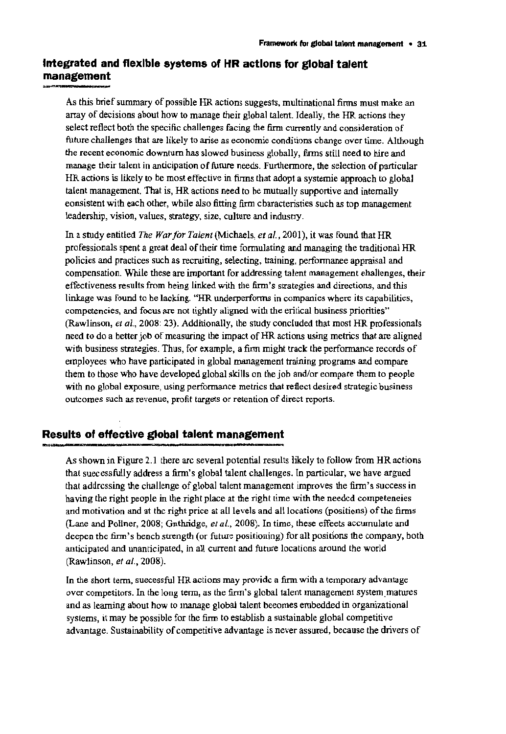## Integrated and flexible systems of HR actions for global talent management

As this brief summary of possible HR actions suggests, multinational firms must make an array of decisions about how to manage their global talent. Ideally, the HR actions they select reflect both the specific challenges facing the firm currently and consideration of future challenges that are likely to arise as economic conditions change over time. Although the recent economic downturn has slowed business globally, firms still need to hire and manage their talent in anticipation of future needs. Furthermore, the selection of particular HR actions is likely to be most effective in firms that adopt a systemic approach to global talent management. That is, HR actions need to be mutually supportive and internally consistent with each other, while also fitting firm characteristics such as top management leadership, vision, values, strategy, size, culture and industry.

In a study entitled *The War for Talent* (Michaels, *et al.*, 2001), it was found that HR professionals spent a great deal of their time formulating and managing the traditional HR policies and practices such as recruiting, selecting, training, performance appraisal and compensation. While these are important for addressing talent management challenges, their effectiveness results from being linked with the firm's strategies and directions, and this linkage was found to be lacking. "HR underperforms in companies where its capabilities, competencies, and focus are not tightly aligned with the critical business priorities" (Rawlinson, *et al.*, 2008: 23). Additionally, the study concluded that most HR professionals need to do a better job of measuring the impact of HR actions using metrics that are aligned with business strategies. Thus, for example, a firm might track the performance records of employees who have participated in global management training programs and compare them to those who have developed global skills on the job and/or compare them to people with no global exposure, using performance metrics that reflect desired strategic business outcomes such as revenue, profit targets or retention of direct reports.

## Results of effective global talent management

As shown in Figure 2.1 there are several potential results likely to follow from HR actions that successfully address a firm's global talent challenges. In particular, we have argued that addressing the challenge of global talent management improves the firm's success in having the right people in the right place at the right time with the needed competencies and motivation and at the right price at all levels and all locations (positions) of the firms (Lane and Pollner, 2008; Guthridge, *et al.*, 2008). In time, these effects accumulate and deepen the firm's bench strength (or future positioning) for all positions the company, both anticipated and unanticipated, in all current and future locations around the world (Rawlinson, *et al.*, 2008).

In the short term, successful HR actions may provide a firm with a temporary advantage over competitors. In the long term, as the firm's global talent management system matures and as learning about how to manage global talent becomes embedded in organizational systems, it may be possible for the firm to establish a sustainable global competitive advantage. Sustainability of competitive advantage is never assured, because the drivers of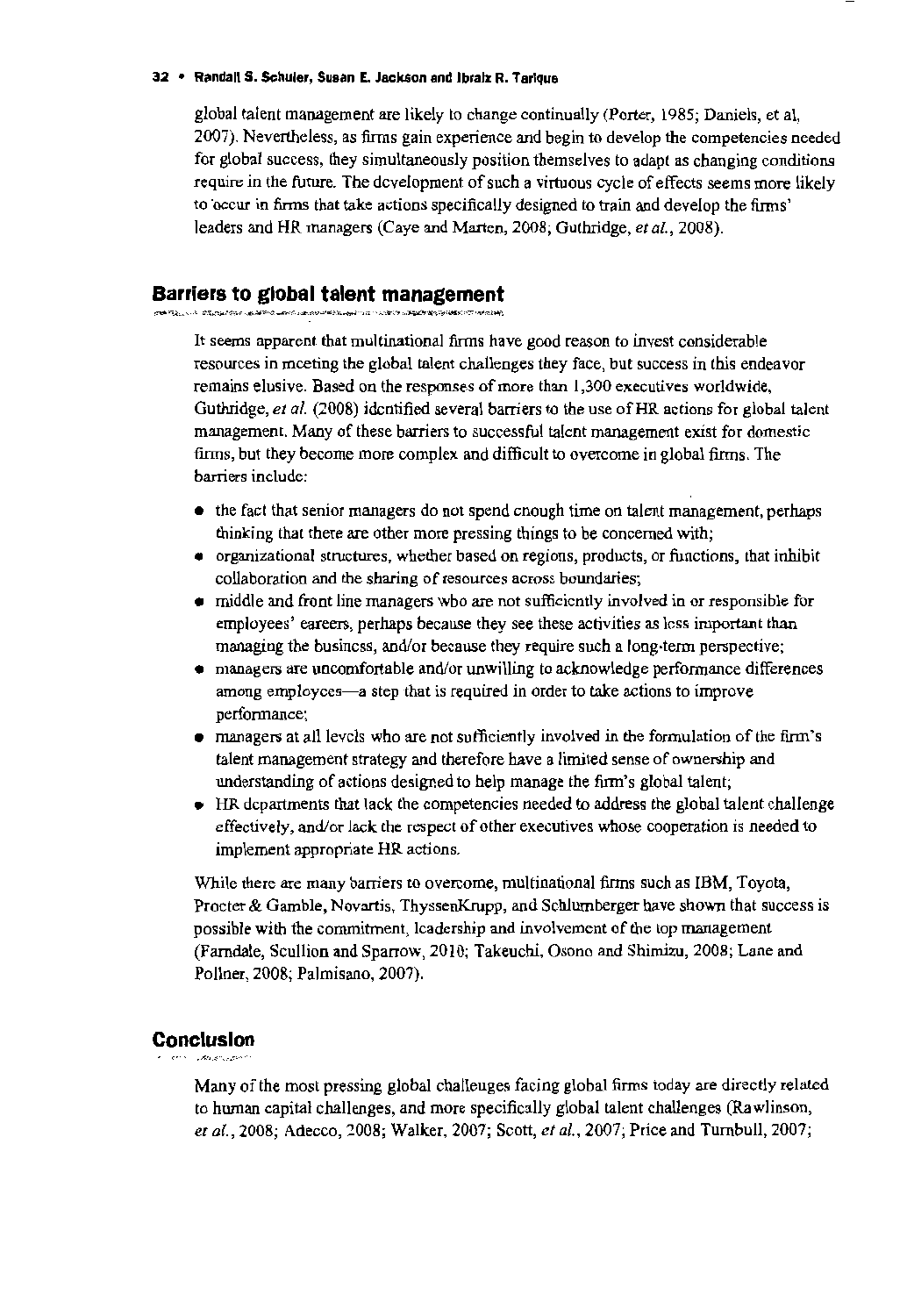global talent management are likely to change continually (Porter, 1985; Daniels, et al, 2007). Nevertheless, as firms gain experience and begin to develop the competencies needed for global success, they simultaneously position themselves to adapt as changing conditions require in the future. The development of such a virtuous cycle of effects seems more likely to occur in firms that take actions specifically designed to train and develop the firms' leaders and HR managers (Caye and Marten, 2008; Guthridge, *et al.*, 2008).

## Barriers to global talent management

It seems apparent that multinational firms have good reason to invest considerable resources in meeting the global talent challenges they face, but success in this endeavor remains elusive. Based on the responses of more than 1,300 executives worldwide, Guthridge, *et al.* (2008) identified several barriers to the use of HR actions for global talent management. Many of these barriers to successful talent management exist for domestic firms, but they become more complex and difficult to overcome in global firms. The barriers include:

- the fact that senior managers do not spend enough time on talent management, perhaps thinking that there are other more pressing things to be concerned with;
- organizational structures, whether based on regions, products, or functions, that inhibit collaboration and the sharing of resources across boundaries;
- middle and front line managers who are not sufficiently involved in or responsible for employees' careers, perhaps because they see these activities as less important than managing the business, and/or because they require such a long-term perspective;
- managers are uncomfortable and/or unwilling to acknowledge performance differences among employees—a step that is required in order to take actions to improve performance;
- managers at all levels who are not sufficiently involved in the formulation of the firm's talent management strategy and therefore have a limited sense of ownership and understanding of actions designed to help manage the firm's global talent;
- HR departments that lack the competencies needed to address the global talent challenge effectively, and/or lack the respect of other executives whose cooperation is needed to implement appropriate HR actions.

While there are many barriers to overcome, multinational firms such as IBM, Toyota, Procter & Gamble, Novartis, ThyssenKrupp, and Schlumberger have shown that success is possible with the commitment, leadership and involvement of the top management (Farndale, Scullion and Sparrow, 2010; Takeuchi, Osono and Shimizu, 2008; Lane and Pollner, 2008; Palmisano, 2007).

## Conclusion

Many of the most pressing global challenges facing global firms today are directly related to human capital challenges, and more specifically global talent challenges (Rawlinson, *et al.*, 2008; Adecco, 2008; Walker, 2007; Scott, *et al.*, 2007; Price and Turnbull, 2007;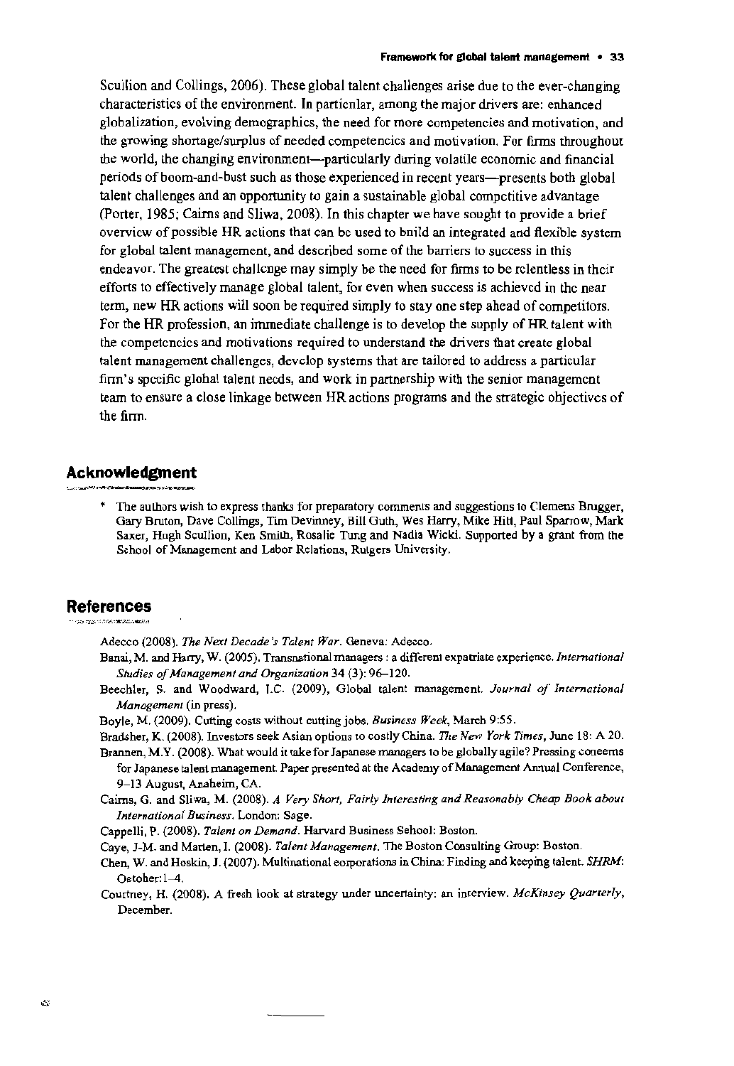Scullion and Collings, 2006). These global talent challenges arise due to the ever-changing characteristics of the environment. In particular, among the major drivers are: enhanced globalization, evolving demographics, the need for more competencies and motivation, and the growing shortage/surplus of needed competencies and motivation. For firms throughout the world, the changing environment—particularly during volatile economic and financial periods of boom-and-bust such as those experienced in recent years—presents both global talent challenges and an opportunity to gain a sustainable global competitive advantage (Porter, 1985; Cairns and Sliwa, 2008). In this chapter we have sought to provide a brief overview of possible HR actions that can be used to build an integrated and flexible system for global talent management, and described some of the barriers to success in this endeavor. The greatest challenge may simply be the need for firms to be relentless in their efforts to effectively manage global talent, for even when success is achieved in the near term, new HR actions will soon be required simply to stay one step ahead of competitors. For the HR profession, an immediate challenge is to develop the supply of HR talent with the competencies and motivations required to understand the drivers that create global talent management challenges, develop systems that are tailored to address a particular firm's specific global talent needs, and work in partnership with the senior management team to ensure a close linkage between HR actions programs and the strategic objectives of the firm.

## Acknowledgment

* The authors wish to express thanks for preparatory comments and suggestions to Clemens Brugger, Gary Bruton, Dave Collings, Tim Devinney, Bill Guth, Wes Harry, Mike Hitt, Paul Sparrow, Mark Saxer, Hugh Scullion, Ken Smith, Rosalie Tung and Nadia Wicki. Supported by a grant from the School of Management and Labor Relations, Rutgers University.

## References

Adecco (2008). *The Next Decade's Talent War*. Geneva: Adecco.

Banai, M. and Harry, W. (2005). Transnational managers : a different expatriate experience. *International Studies of Management and Organization* 34 (3): 96–120.

Beechler, S. and Woodward, I.C. (2009), Global talent management. *Journal of International Management* (in press).

Boyle, M. (2009). Cutting costs without cutting jobs. *Business Week*, March 9:55.

Bradsher, K. (2008). Investors seek Asian options to costly China. *The New York Times*, June 18: A 20.

Brannen, M.Y. (2008). What would it take for Japanese managers to be globally agile? Pressing concerns for Japanese talent management. Paper presented at the Academy of Management Annual Conference, 9–13 August, Anaheim, CA.

Cairns, G. and Sliwa, M. (2008). *A Very Short, Fairly Interesting and Reasonably Cheap Book about International Business*. London: Sage.

Cappelli, P. (2008). *Talent on Demand*. Harvard Business School: Boston.

Caye, J-M. and Marten, I. (2008). *Talent Management*. The Boston Consulting Group: Boston.

Chen, W. and Hoskin, J. (2007). Multinational corporations in China: Finding and keeping talent. *SHRM*: October:1–4.

Courtney, H. (2008). A fresh look at strategy under uncertainty: an interview. *McKinsey Quarterly*, December.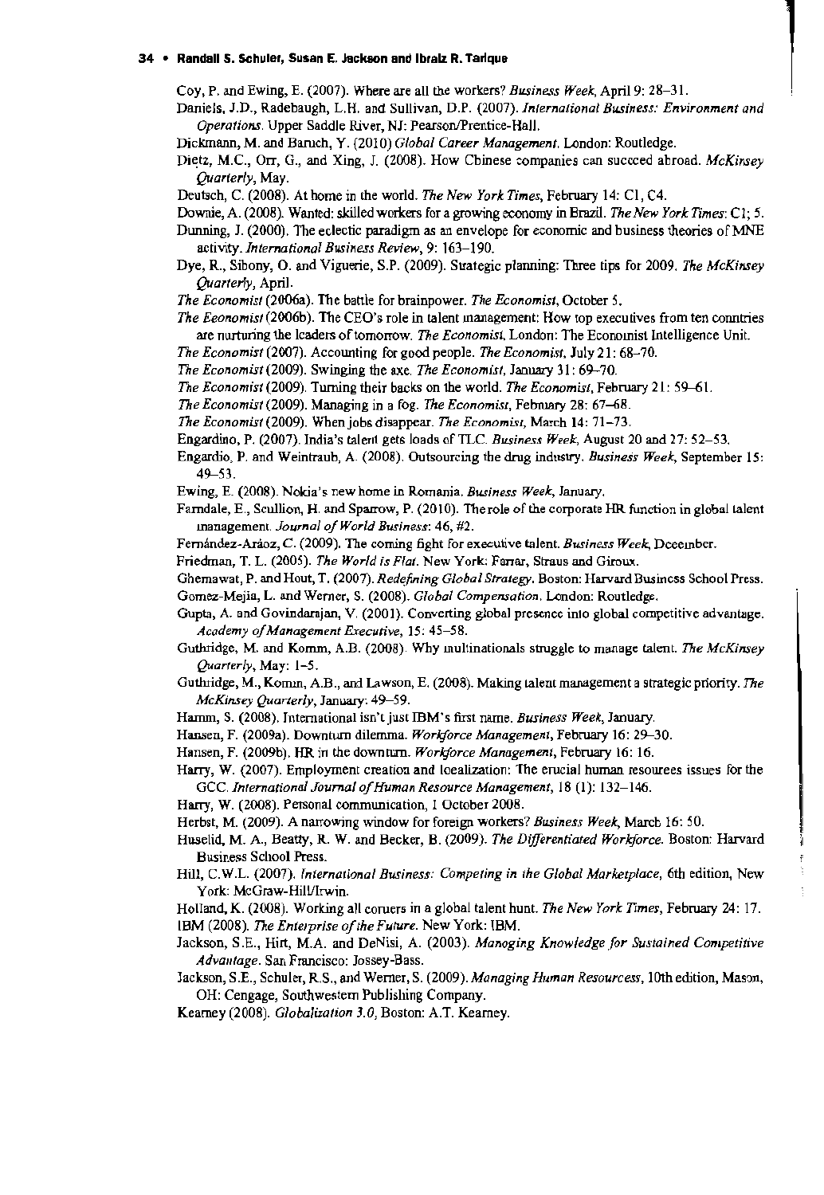Coy, P. and Ewing, E. (2007). Where are all the workers? *Business Week*, April 9: 28–31.

Daniels, J.D., Radebaugh, L.H. and Sullivan, D.P. (2007). *International Business: Environment and Operations*. Upper Saddle River, NJ: Pearson/Prentice-Hall.

Dickmann, M. and Baruch, Y. (2010) *Global Career Management*. London: Routledge.

Dietz, M.C., Orr, G., and Xing, J. (2008). How Chinese companies can succeed abroad. *McKinsey Quarterly*, May.

Deutsch, C. (2008). At home in the world. *The New York Times*, February 14: C1, C4.

Downie, A. (2008). Wanted: skilled workers for a growing economy in Brazil. *The New York Times*: C1; 5.

Dunning, J. (2000). The eclectic paradigm as an envelope for economic and business theories of MNE activity. *International Business Review*, 9: 163–190.

Dye, R., Sibony, O. and Viguerie, S.P. (2009). Strategic planning: Three tips for 2009. *The McKinsey Quarterly*, April.

*The Economist* (2006a). The battle for brainpower. *The Economist*, October 5.

*The Economist* (2006b). The CEO's role in talent management: How top executives from ten countries are nurturing the leaders of tomorrow. *The Economist*, London: The Economist Intelligence Unit.

*The Economist* (2007). Accounting for good people. *The Economist*, July 21: 68–70.

*The Economist* (2009). Swinging the axe. *The Economist*, January 31: 69–70.

*The Economist* (2009). Turning their backs on the world. *The Economist*, February 21: 59–61.

*The Economist* (2009). Managing in a fog. *The Economist*, February 28: 67–68.

*The Economist* (2009). When jobs disappear. *The Economist*, March 14: 71–73.

Engardino, P. (2007). India's talent gets loads of TLC. *Business Week*, August 20 and 27: 52–53.

Engardio, P. and Weintraub, A. (2008). Outsourcing the drug industry. *Business Week*, September 15: 49–53.

Ewing, E. (2008). Nokia's new home in Romania. *Business Week*, January.

Farndale, E., Scullion, H. and Sparrow, P. (2010). The role of the corporate HR function in global talent management. *Journal of World Business*: 46, #2.

Fernández-Aráoz, C. (2009). The coming fight for executive talent. *Business Week*, December.

Friedman, T. L. (2005). *The World is Flat*. New York: Farrar, Straus and Giroux.

Ghemawat, P. and Hout, T. (2007). *Redefining Global Strategy*. Boston: Harvard Business School Press.

Gomez-Mejia, L. and Werner, S. (2008). *Global Compensation*. London: Routledge.

Gupta, A. and Govindarajan, V. (2001). Converting global presence into global competitive advantage. *Academy of Management Executive*, 15: 45–58.

Guthridge, M. and Komm, A.B. (2008). Why multinationals struggle to manage talent. *The McKinsey Quarterly*, May: 1–5.

Guthridge, M., Komm, A.B., and Lawson, E. (2008). Making talent management a strategic priority. *The McKinsey Quarterly*, January: 49–59.

Hamm, S. (2008). International isn't just IBM's first name. *Business Week*, January.

Hansen, F. (2009a). Downturn dilemma. *Workforce Management*, February 16: 29–30.

Hansen, F. (2009b). HR in the downturn. *Workforce Management*, February 16: 16.

Harry, W. (2007). Employment creation and localization: The crucial human resources issues for the GCC. *International Journal of Human Resource Management*, 18 (1): 132–146.

Harry, W. (2008). Personal communication, 1 October 2008.

Herbst, M. (2009). A narrowing window for foreign workers? *Business Week*, March 16: 50.

Huselid, M. A., Beatty, R. W. and Becker, B. (2009). *The Differentiated Workforce*. Boston: Harvard Business School Press.

Hill, C.W.L. (2007). *International Business: Competing in the Global Marketplace*, 6th edition, New York: McGraw-Hill/Irwin.

Holland, K. (2008). Working all corners in a global talent hunt. *The New York Times*, February 24: 17.

IBM (2008). *The Enterprise of the Future*. New York: IBM.

Jackson, S.E., Hitt, M.A. and DeNisi, A. (2003). *Managing Knowledge for Sustained Competitive Advantage*. San Francisco: Jossey-Bass.

Jackson, S.E., Schuler, R.S., and Werner, S. (2009). *Managing Human Resourcess*, 10th edition, Mason, OH: Cengage, Southwestern Publishing Company.

Kearney (2008). *Globalization 3.0*, Boston: A.T. Kearney.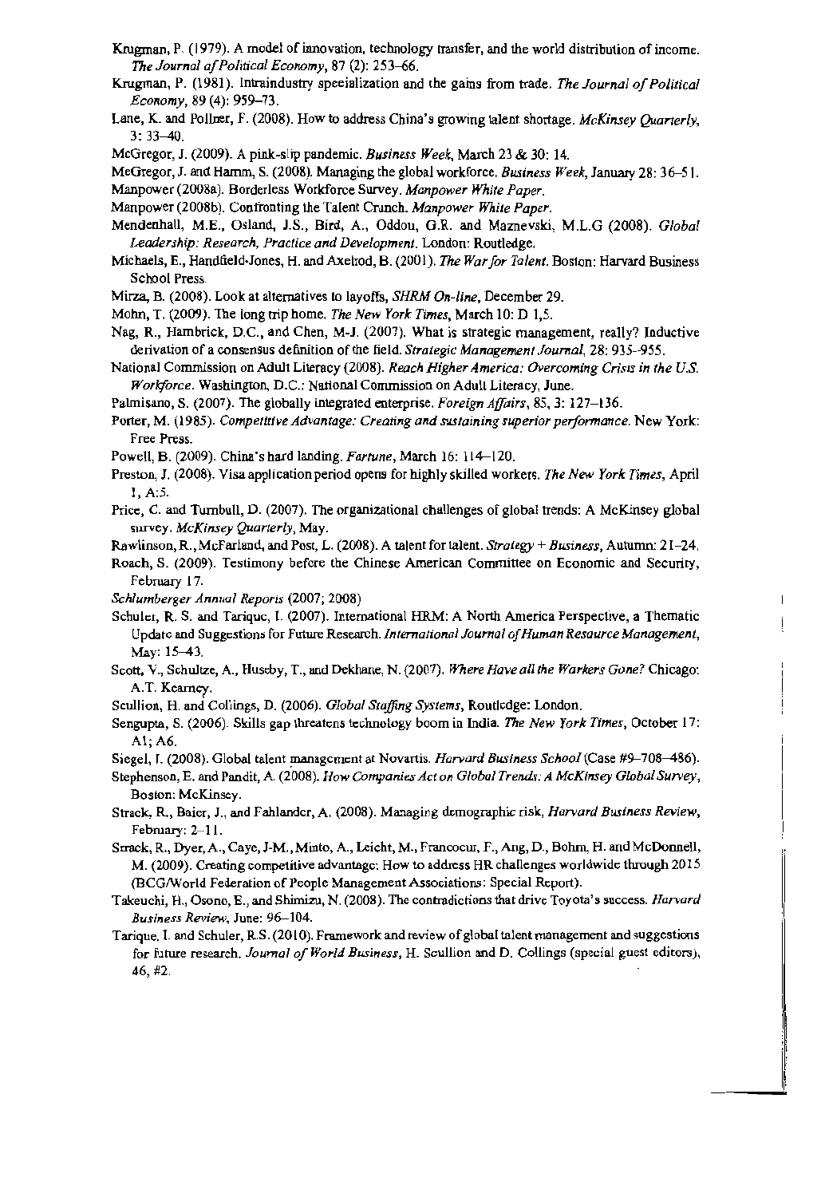Krugman, P. (1979). A model of innovation, technology transfer, and the world distribution of income. *The Journal of Political Economy*, 87 (2): 253–66.

Krugman, P. (1981). Intraindustry specialization and the gains from trade. *The Journal of Political Economy*, 89 (4): 959–73.

Lane, K. and Pollner, F. (2008). How to address China's growing talent shortage. *McKinsey Quarterly*, 3: 33–40.

McGregor, J. (2009). A pink-slip pandemic. *Business Week*, March 23 & 30: 14.

McGregor, J. and Hamm, S. (2008). Managing the global workforce. *Business Week*, January 28: 36–51.

Manpower (2008a). Borderless Workforce Survey. *Manpower White Paper*.

Manpower (2008b). Confronting the Talent Crunch. *Manpower White Paper*.

Mendenhall, M.E., Osland, J.S., Bird, A., Oddou, G.R. and Maznevski, M.L.G (2008). *Global Leadership: Research, Practice and Development*. London: Routledge.

Michaels, E., Handfield-Jones, H. and Axelrod, B. (2001). *The War for Talent*. Boston: Harvard Business School Press.

Mirza, B. (2008). Look at alternatives to layoffs, *SHRM On-line*, December 29.

Mohn, T. (2009). The long trip home. *The New York Times*, March 10: D 1,5.

Nag, R., Hambrick, D.C., and Chen, M-J. (2007). What is strategic management, really? Inductive derivation of a consensus definition of the field. *Strategic Management Journal*, 28: 935–955.

National Commission on Adult Literacy (2008). *Reach Higher America: Overcoming Crisis in the U.S. Workforce*. Washington, D.C.: National Commission on Adult Literacy, June.

Palmisano, S. (2007). The globally integrated enterprise. *Foreign Affairs*, 85, 3: 127–136.

Porter, M. (1985). *Competitive Advantage: Creating and sustaining superior performance*. New York: Free Press.

Powell, B. (2009). China's hard landing. *Fortune*, March 16: 114–120.

Preston, J. (2008). Visa application period opens for highly skilled workers. *The New York Times*, April 1, A:5.

Price, C. and Turnbull, D. (2007). The organizational challenges of global trends: A McKinsey global survey. *McKinsey Quarterly*, May.

Rawlinson, R., McFarland, and Post, L. (2008). A talent for talent. *Strategy + Business*, Autumn: 21–24.

Roach, S. (2009). Testimony before the Chinese American Committee on Economic and Security, February 17.

*Schlumberger Annual Reports* (2007; 2008)

Schuler, R. S. and Tarique, I. (2007). International HRM: A North America Perspective, a Thematic Update and Suggestions for Future Research. *International Journal of Human Resource Management*, May: 15–43.

Scott, V., Schultze, A., Huseby, T., and Dekhane, N. (2007). *Where Have all the Workers Gone?* Chicago: A.T. Kearney.

Scullion, H. and Collings, D. (2006). *Global Staffing Systems*, Routledge: London.

Sengupta, S. (2006). Skills gap threatens technology boom in India. *The New York Times*, October 17: A1; A6.

Siegel, J. (2008). Global talent management at Novartis. *Harvard Business School* (Case #9–708–486).

Stephenson, E. and Pandit, A. (2008). *How Companies Act on Global Trends: A McKinsey Global Survey*, Boston: McKinsey.

Strack, R., Baier, J., and Fahlander, A. (2008). Managing demographic risk, *Harvard Business Review*, February: 2–11.

Strack, R., Dyer, A., Caye, J-M., Minto, A., Leicht, M., Francoeur, F., Ang, D., Bohm, H. and McDonnell, M. (2009). Creating competitive advantage: How to address HR challenges worldwide through 2015 (BCG/World Federation of People Management Associations: Special Report).

Takeuchi, H., Osono, E., and Shimizu, N. (2008). The contradictions that drive Toyota's success. *Harvard Business Review*, June: 96–104.

Tarique, I. and Schuler, R.S. (2010). Framework and review of global talent management and suggestions for future research. *Journal of World Business*, H. Scullion and D. Collings (special guest editors), 46, #2.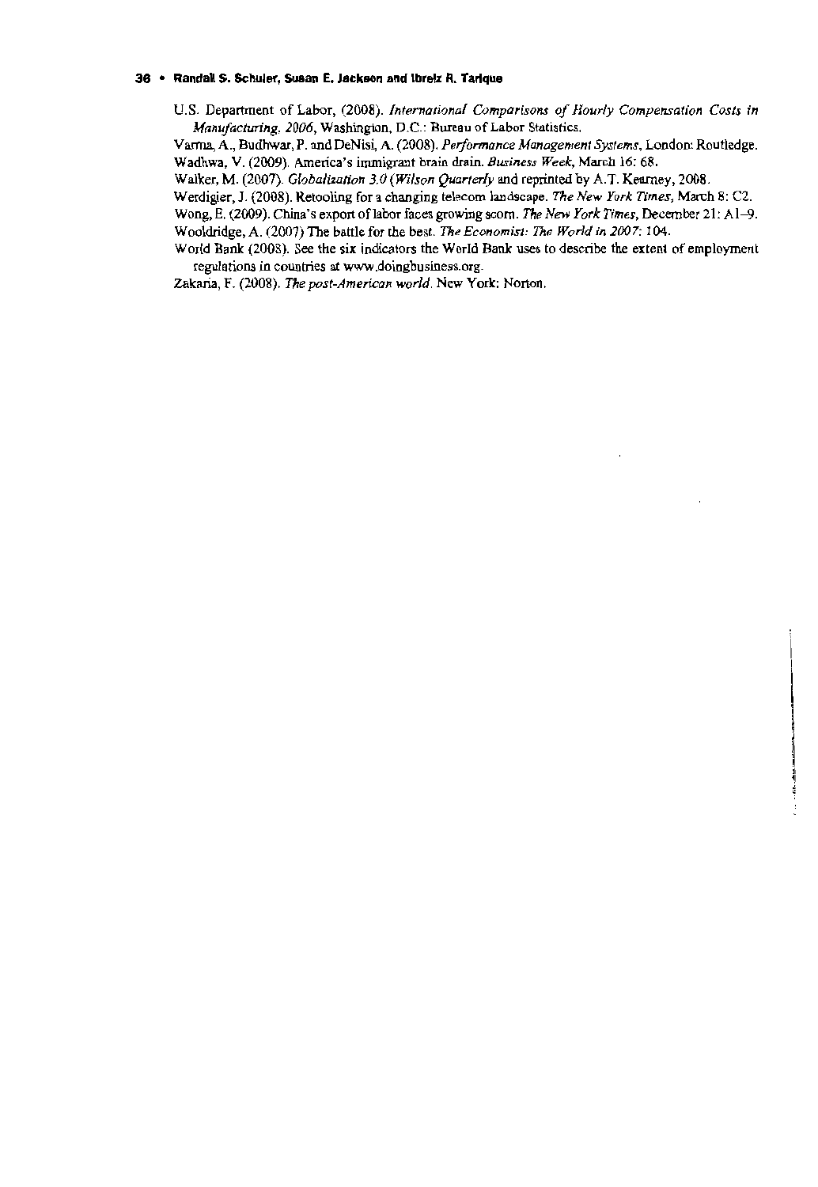U.S. Department of Labor, (2008). *International Comparisons of Hourly Compensation Costs in Manufacturing, 2006*, Washington, D.C.: Bureau of Labor Statistics.

Varma, A., Budhwar, P. and DeNisi, A. (2008). *Performance Management Systems*, London: Routledge.

Wadhwa, V. (2009). America's immigrant brain drain. *Business Week*, March 16: 68.

Walker, M. (2007). *Globalization 3.0* (*Wilson Quarterly* and reprinted by A.T. Kearney, 2008.

Werdigier, J. (2008). Retooling for a changing telecom landscape. *The New York Times*, March 8: C2.

Wong, E. (2009). China's export of labor faces growing scorn. *The New York Times*, December 21: A1–9.

Wooldridge, A. (2007) The battle for the best. *The Economist: The World in 2007*: 104.

World Bank (2008). See the six indicators the World Bank uses to describe the extent of employment regulations in countries at www.doingbusiness.org.

Zakaria, F. (2008). *The post-American world*. New York: Norton.